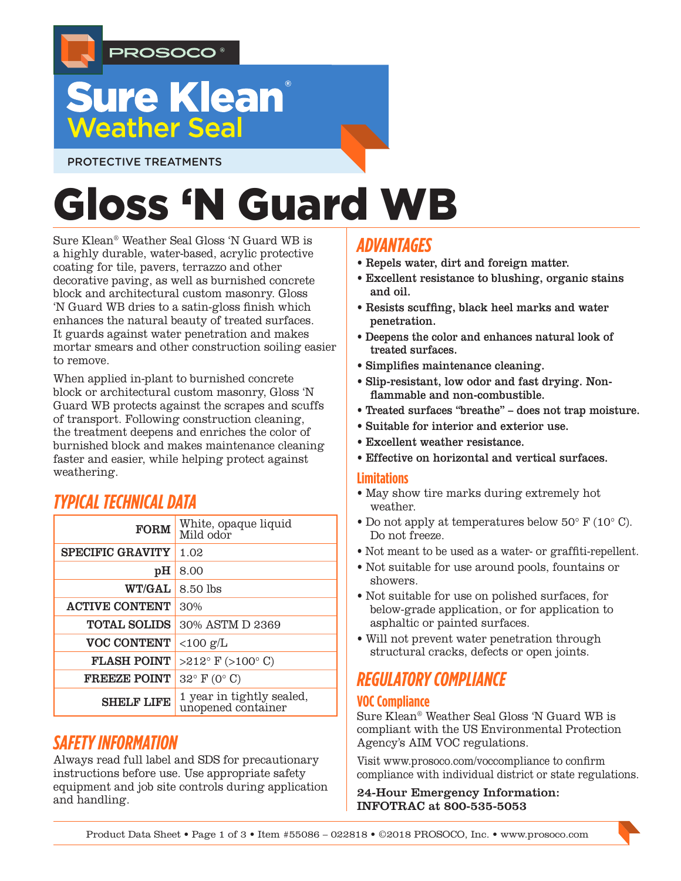PROSOCO®

# Sure Klean® Weather Seal

PROTECTIVE TREATMENTS

# Gloss 'N Guard WB

Sure Klean® Weather Seal Gloss 'N Guard WB is a highly durable, water-based, acrylic protective coating for tile, pavers, terrazzo and other decorative paving, as well as burnished concrete block and architectural custom masonry. Gloss 'N Guard WB dries to a satin-gloss finish which enhances the natural beauty of treated surfaces. It guards against water penetration and makes mortar smears and other construction soiling easier to remove.

When applied in-plant to burnished concrete block or architectural custom masonry, Gloss 'N Guard WB protects against the scrapes and scuffs of transport. Following construction cleaning, the treatment deepens and enriches the color of burnished block and makes maintenance cleaning faster and easier, while helping protect against weathering.

## TYPICAL TECHNICAL DATA

| | |
|---|---|
| FORM | White, opaque liquid Mild odor |
| SPECIFIC GRAVITY | 1.02 |
| pH | 8.00 |
| WT/GAL | 8.50 lbs |
| ACTIVE CONTENT | 30% |
| TOTAL SOLIDS | 30% ASTM D 2369 |
| VOC CONTENT | <100 g/L |
| FLASH POINT | >212° F (>100° C) |
| FREEZE POINT | 32° F (0° C) |
| SHELF LIFE | 1 year in tightly sealed, unopened container |

## SAFETY INFORMATION

Always read full label and SDS for precautionary instructions before use. Use appropriate safety equipment and job site controls during application and handling.

## ADVANTAGES

- **Repels water, dirt and foreign matter.**
- **Excellent resistance to blushing, organic stains and oil.**
- **Resists scuffing, black heel marks and water penetration.**
- **Deepens the color and enhances natural look of treated surfaces.**
- **Simplifies maintenance cleaning.**
- **Slip-resistant, low odor and fast drying. Non-flammable and non-combustible.**
- **Treated surfaces "breathe" – does not trap moisture.**
- **Suitable for interior and exterior use.**
- **Excellent weather resistance.**
- **Effective on horizontal and vertical surfaces.**

### Limitations

- May show tire marks during extremely hot weather.
- Do not apply at temperatures below 50° F (10° C). Do not freeze.
- Not meant to be used as a water- or graffiti-repellent.
- Not suitable for use around pools, fountains or showers.
- Not suitable for use on polished surfaces, for below-grade application, or for application to asphaltic or painted surfaces.
- Will not prevent water penetration through structural cracks, defects or open joints.

## REGULATORY COMPLIANCE

### VOC Compliance

Sure Klean® Weather Seal Gloss 'N Guard WB is compliant with the US Environmental Protection Agency's AIM VOC regulations.

Visit www.prosoco.com/voccompliance to confirm compliance with individual district or state regulations.

**24-Hour Emergency Information: INFOTRAC at 800-535-5053**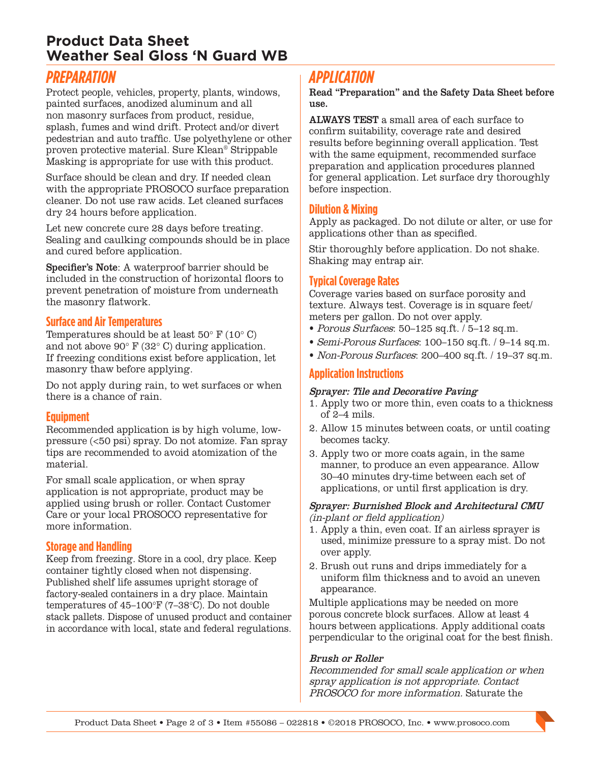# Product Data Sheet
# Weather Seal Gloss 'N Guard WB

## PREPARATION

Protect people, vehicles, property, plants, windows, painted surfaces, anodized aluminum and all non masonry surfaces from product, residue, splash, fumes and wind drift. Protect and/or divert pedestrian and auto traffic. Use polyethylene or other proven protective material. Sure Klean® Strippable Masking is appropriate for use with this product.

Surface should be clean and dry. If needed clean with the appropriate PROSOCO surface preparation cleaner. Do not use raw acids. Let cleaned surfaces dry 24 hours before application.

Let new concrete cure 28 days before treating. Sealing and caulking compounds should be in place and cured before application.

**Specifier's Note**: A waterproof barrier should be included in the construction of horizontal floors to prevent penetration of moisture from underneath the masonry flatwork.

### Surface and Air Temperatures

Temperatures should be at least 50° F (10° C) and not above 90° F (32° C) during application. If freezing conditions exist before application, let masonry thaw before applying.

Do not apply during rain, to wet surfaces or when there is a chance of rain.

### Equipment

Recommended application is by high volume, low-pressure (<50 psi) spray. Do not atomize. Fan spray tips are recommended to avoid atomization of the material.

For small scale application, or when spray application is not appropriate, product may be applied using brush or roller. Contact Customer Care or your local PROSOCO representative for more information.

### Storage and Handling

Keep from freezing. Store in a cool, dry place. Keep container tightly closed when not dispensing. Published shelf life assumes upright storage of factory-sealed containers in a dry place. Maintain temperatures of 45–100°F (7–38°C). Do not double stack pallets. Dispose of unused product and container in accordance with local, state and federal regulations.

## APPLICATION

**Read "Preparation" and the Safety Data Sheet before use.**

**ALWAYS TEST** a small area of each surface to confirm suitability, coverage rate and desired results before beginning overall application. Test with the same equipment, recommended surface preparation and application procedures planned for general application. Let surface dry thoroughly before inspection.

### Dilution & Mixing

Apply as packaged. Do not dilute or alter, or use for applications other than as specified.

Stir thoroughly before application. Do not shake. Shaking may entrap air.

### Typical Coverage Rates

Coverage varies based on surface porosity and texture. Always test. Coverage is in square feet/meters per gallon. Do not over apply.

- *Porous Surfaces*: 50–125 sq.ft. / 5–12 sq.m.
- *Semi-Porous Surfaces*: 100–150 sq.ft. / 9–14 sq.m.
- *Non-Porous Surfaces*: 200–400 sq.ft. / 19–37 sq.m.

### Application Instructions

***Sprayer: Tile and Decorative Paving***

1. Apply two or more thin, even coats to a thickness of 2–4 mils.
2. Allow 15 minutes between coats, or until coating becomes tacky.
3. Apply two or more coats again, in the same manner, to produce an even appearance. Allow 30–40 minutes dry-time between each set of applications, or until first application is dry.

***Sprayer: Burnished Block and Architectural CMU***
*(in-plant or field application)*

1. Apply a thin, even coat. If an airless sprayer is used, minimize pressure to a spray mist. Do not over apply.
2. Brush out runs and drips immediately for a uniform film thickness and to avoid an uneven appearance.

Multiple applications may be needed on more porous concrete block surfaces. Allow at least 4 hours between applications. Apply additional coats perpendicular to the original coat for the best finish.

***Brush or Roller***

*Recommended for small scale application or when spray application is not appropriate. Contact PROSOCO for more information.* Saturate the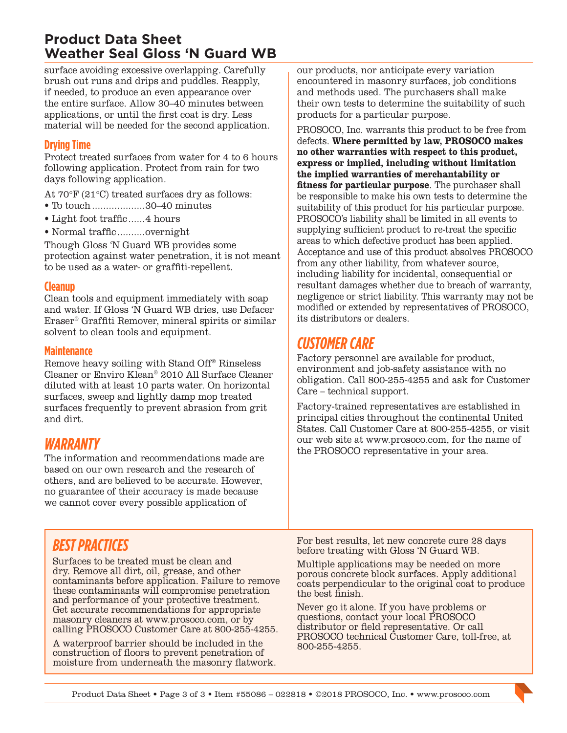surface avoiding excessive overlapping. Carefully brush out runs and drips and puddles. Reapply, if needed, to produce an even appearance over the entire surface. Allow 30–40 minutes between applications, or until the first coat is dry. Less material will be needed for the second application.

### Drying Time

Protect treated surfaces from water for 4 to 6 hours following application. Protect from rain for two days following application.

At 70°F (21°C) treated surfaces dry as follows:

- To touch...................30–40 minutes
- Light foot traffic......4 hours
- Normal traffic..........overnight

Though Gloss 'N Guard WB provides some protection against water penetration, it is not meant to be used as a water- or graffiti-repellent.

### Cleanup

Clean tools and equipment immediately with soap and water. If Gloss 'N Guard WB dries, use Defacer Eraser® Graffiti Remover, mineral spirits or similar solvent to clean tools and equipment.

### Maintenance

Remove heavy soiling with Stand Off® Rinseless Cleaner or Enviro Klean® 2010 All Surface Cleaner diluted with at least 10 parts water. On horizontal surfaces, sweep and lightly damp mop treated surfaces frequently to prevent abrasion from grit and dirt.

## WARRANTY

The information and recommendations made are based on our own research and the research of others, and are believed to be accurate. However, no guarantee of their accuracy is made because we cannot cover every possible application of our products, nor anticipate every variation encountered in masonry surfaces, job conditions and methods used. The purchasers shall make their own tests to determine the suitability of such products for a particular purpose.

PROSOCO, Inc. warrants this product to be free from defects. **Where permitted by law, PROSOCO makes no other warranties with respect to this product, express or implied, including without limitation the implied warranties of merchantability or fitness for particular purpose**. The purchaser shall be responsible to make his own tests to determine the suitability of this product for his particular purpose. PROSOCO's liability shall be limited in all events to supplying sufficient product to re-treat the specific areas to which defective product has been applied. Acceptance and use of this product absolves PROSOCO from any other liability, from whatever source, including liability for incidental, consequential or resultant damages whether due to breach of warranty, negligence or strict liability. This warranty may not be modified or extended by representatives of PROSOCO, its distributors or dealers.

## CUSTOMER CARE

Factory personnel are available for product, environment and job-safety assistance with no obligation. Call 800-255-4255 and ask for Customer Care – technical support.

Factory-trained representatives are established in principal cities throughout the continental United States. Call Customer Care at 800-255-4255, or visit our web site at www.prosoco.com, for the name of the PROSOCO representative in your area.

## BEST PRACTICES

Surfaces to be treated must be clean and dry. Remove all dirt, oil, grease, and other contaminants before application. Failure to remove these contaminants will compromise penetration and performance of your protective treatment. Get accurate recommendations for appropriate masonry cleaners at www.prosoco.com, or by calling PROSOCO Customer Care at 800-255-4255.

A waterproof barrier should be included in the construction of floors to prevent penetration of moisture from underneath the masonry flatwork.

For best results, let new concrete cure 28 days before treating with Gloss 'N Guard WB.

Multiple applications may be needed on more porous concrete block surfaces. Apply additional coats perpendicular to the original coat to produce the best finish.

Never go it alone. If you have problems or questions, contact your local PROSOCO distributor or field representative. Or call PROSOCO technical Customer Care, toll-free, at 800-255-4255.